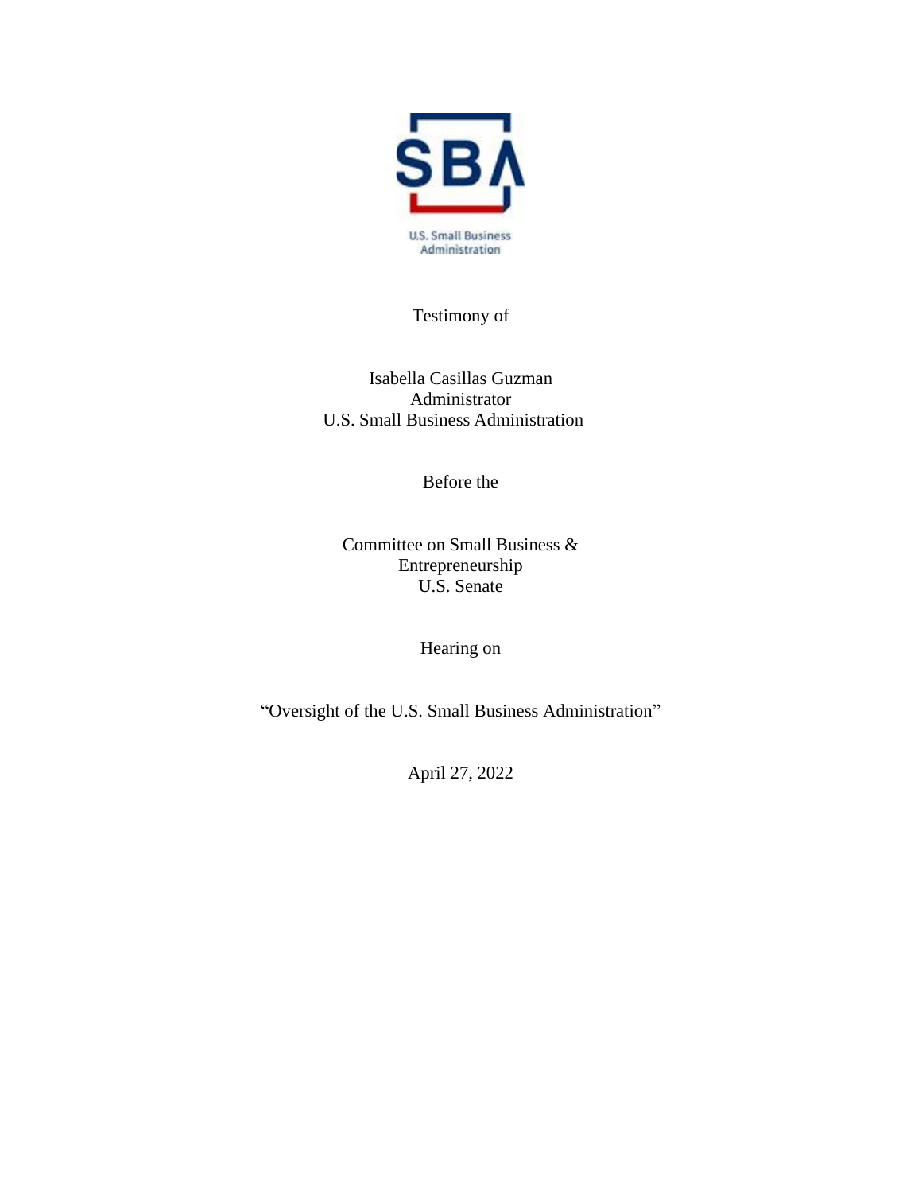SBA

U.S. Small Business Administration

Testimony of

Isabella Casillas Guzman
Administrator
U.S. Small Business Administration

Before the

Committee on Small Business & Entrepreneurship
U.S. Senate

Hearing on

"Oversight of the U.S. Small Business Administration"

April 27, 2022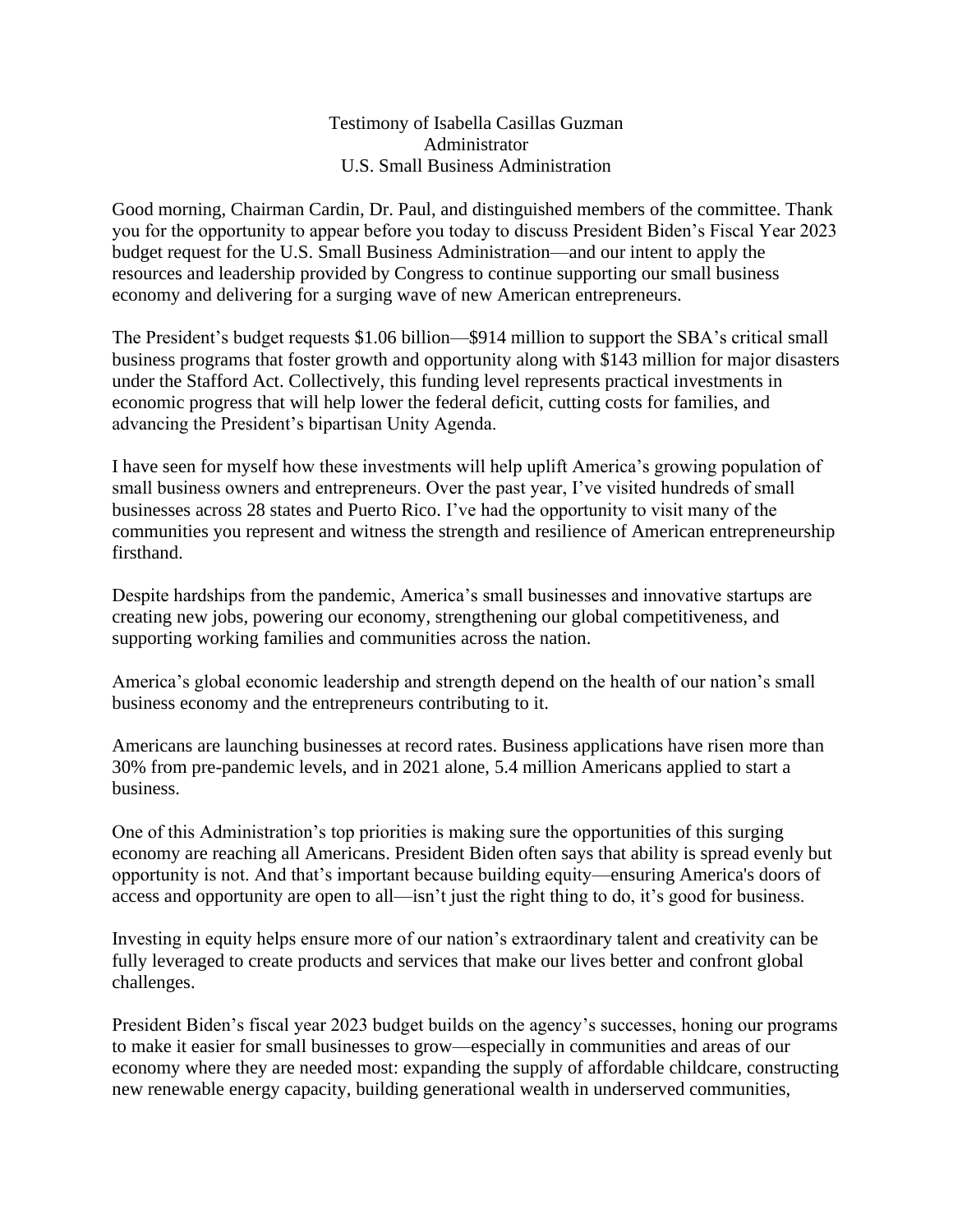Testimony of Isabella Casillas Guzman  
Administrator  
U.S. Small Business Administration

Good morning, Chairman Cardin, Dr. Paul, and distinguished members of the committee. Thank you for the opportunity to appear before you today to discuss President Biden's Fiscal Year 2023 budget request for the U.S. Small Business Administration—and our intent to apply the resources and leadership provided by Congress to continue supporting our small business economy and delivering for a surging wave of new American entrepreneurs.

The President's budget requests $1.06 billion—$914 million to support the SBA's critical small business programs that foster growth and opportunity along with $143 million for major disasters under the Stafford Act. Collectively, this funding level represents practical investments in economic progress that will help lower the federal deficit, cutting costs for families, and advancing the President's bipartisan Unity Agenda.

I have seen for myself how these investments will help uplift America's growing population of small business owners and entrepreneurs. Over the past year, I've visited hundreds of small businesses across 28 states and Puerto Rico. I've had the opportunity to visit many of the communities you represent and witness the strength and resilience of American entrepreneurship firsthand.

Despite hardships from the pandemic, America's small businesses and innovative startups are creating new jobs, powering our economy, strengthening our global competitiveness, and supporting working families and communities across the nation.

America's global economic leadership and strength depend on the health of our nation's small business economy and the entrepreneurs contributing to it.

Americans are launching businesses at record rates. Business applications have risen more than 30% from pre-pandemic levels, and in 2021 alone, 5.4 million Americans applied to start a business.

One of this Administration's top priorities is making sure the opportunities of this surging economy are reaching all Americans. President Biden often says that ability is spread evenly but opportunity is not. And that's important because building equity—ensuring America's doors of access and opportunity are open to all—isn't just the right thing to do, it's good for business.

Investing in equity helps ensure more of our nation's extraordinary talent and creativity can be fully leveraged to create products and services that make our lives better and confront global challenges.

President Biden's fiscal year 2023 budget builds on the agency's successes, honing our programs to make it easier for small businesses to grow—especially in communities and areas of our economy where they are needed most: expanding the supply of affordable childcare, constructing new renewable energy capacity, building generational wealth in underserved communities,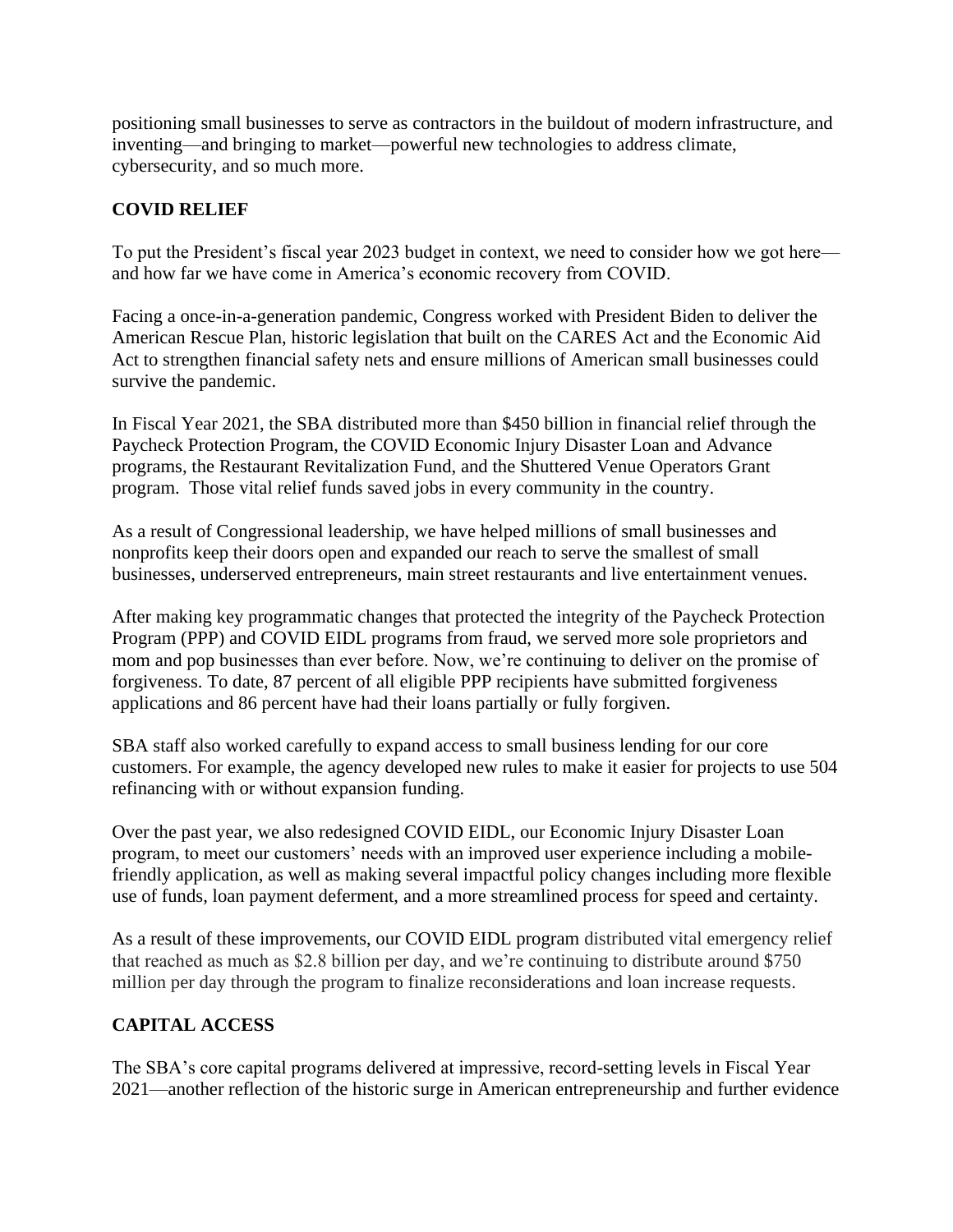positioning small businesses to serve as contractors in the buildout of modern infrastructure, and inventing—and bringing to market—powerful new technologies to address climate, cybersecurity, and so much more.

## COVID RELIEF

To put the President's fiscal year 2023 budget in context, we need to consider how we got here—and how far we have come in America's economic recovery from COVID.

Facing a once-in-a-generation pandemic, Congress worked with President Biden to deliver the American Rescue Plan, historic legislation that built on the CARES Act and the Economic Aid Act to strengthen financial safety nets and ensure millions of American small businesses could survive the pandemic.

In Fiscal Year 2021, the SBA distributed more than $450 billion in financial relief through the Paycheck Protection Program, the COVID Economic Injury Disaster Loan and Advance programs, the Restaurant Revitalization Fund, and the Shuttered Venue Operators Grant program. Those vital relief funds saved jobs in every community in the country.

As a result of Congressional leadership, we have helped millions of small businesses and nonprofits keep their doors open and expanded our reach to serve the smallest of small businesses, underserved entrepreneurs, main street restaurants and live entertainment venues.

After making key programmatic changes that protected the integrity of the Paycheck Protection Program (PPP) and COVID EIDL programs from fraud, we served more sole proprietors and mom and pop businesses than ever before. Now, we're continuing to deliver on the promise of forgiveness. To date, 87 percent of all eligible PPP recipients have submitted forgiveness applications and 86 percent have had their loans partially or fully forgiven.

SBA staff also worked carefully to expand access to small business lending for our core customers. For example, the agency developed new rules to make it easier for projects to use 504 refinancing with or without expansion funding.

Over the past year, we also redesigned COVID EIDL, our Economic Injury Disaster Loan program, to meet our customers' needs with an improved user experience including a mobile-friendly application, as well as making several impactful policy changes including more flexible use of funds, loan payment deferment, and a more streamlined process for speed and certainty.

As a result of these improvements, our COVID EIDL program distributed vital emergency relief that reached as much as $2.8 billion per day, and we're continuing to distribute around $750 million per day through the program to finalize reconsiderations and loan increase requests.

## CAPITAL ACCESS

The SBA's core capital programs delivered at impressive, record-setting levels in Fiscal Year 2021—another reflection of the historic surge in American entrepreneurship and further evidence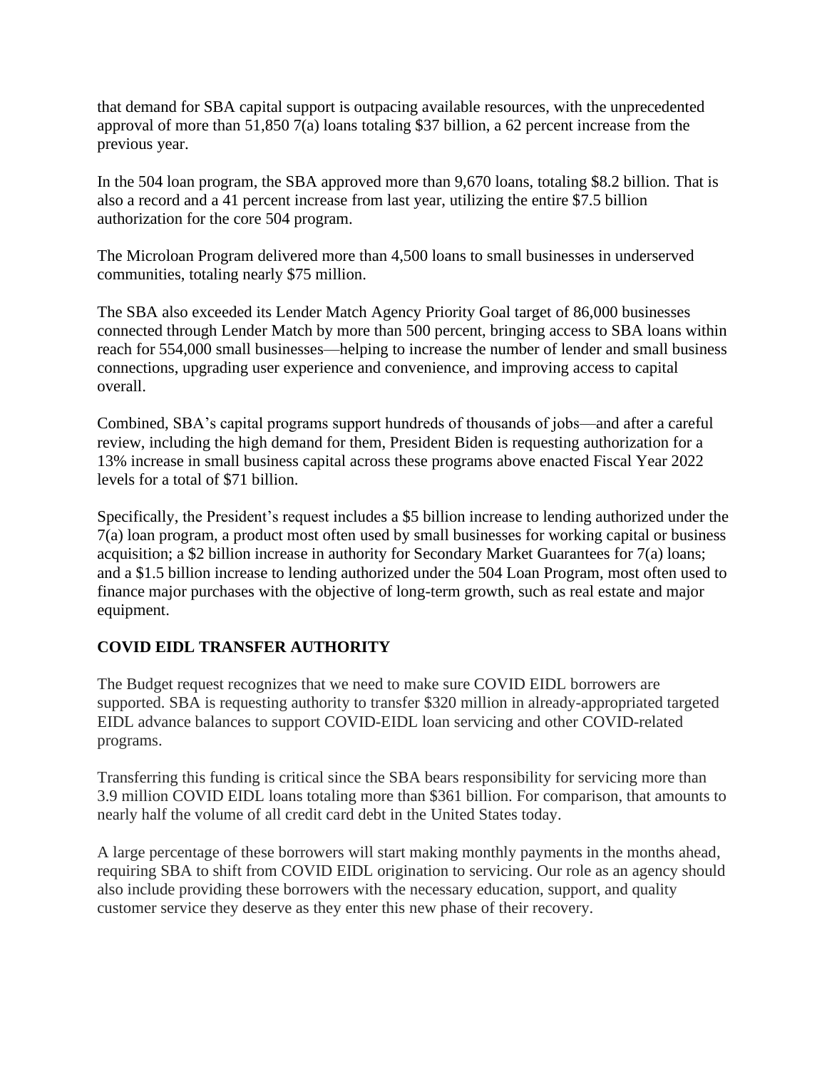that demand for SBA capital support is outpacing available resources, with the unprecedented approval of more than 51,850 7(a) loans totaling $37 billion, a 62 percent increase from the previous year.

In the 504 loan program, the SBA approved more than 9,670 loans, totaling $8.2 billion. That is also a record and a 41 percent increase from last year, utilizing the entire $7.5 billion authorization for the core 504 program.

The Microloan Program delivered more than 4,500 loans to small businesses in underserved communities, totaling nearly $75 million.

The SBA also exceeded its Lender Match Agency Priority Goal target of 86,000 businesses connected through Lender Match by more than 500 percent, bringing access to SBA loans within reach for 554,000 small businesses—helping to increase the number of lender and small business connections, upgrading user experience and convenience, and improving access to capital overall.

Combined, SBA's capital programs support hundreds of thousands of jobs—and after a careful review, including the high demand for them, President Biden is requesting authorization for a 13% increase in small business capital across these programs above enacted Fiscal Year 2022 levels for a total of $71 billion.

Specifically, the President's request includes a $5 billion increase to lending authorized under the 7(a) loan program, a product most often used by small businesses for working capital or business acquisition; a $2 billion increase in authority for Secondary Market Guarantees for 7(a) loans; and a $1.5 billion increase to lending authorized under the 504 Loan Program, most often used to finance major purchases with the objective of long-term growth, such as real estate and major equipment.

## COVID EIDL TRANSFER AUTHORITY

The Budget request recognizes that we need to make sure COVID EIDL borrowers are supported. SBA is requesting authority to transfer $320 million in already-appropriated targeted EIDL advance balances to support COVID-EIDL loan servicing and other COVID-related programs.

Transferring this funding is critical since the SBA bears responsibility for servicing more than 3.9 million COVID EIDL loans totaling more than $361 billion. For comparison, that amounts to nearly half the volume of all credit card debt in the United States today.

A large percentage of these borrowers will start making monthly payments in the months ahead, requiring SBA to shift from COVID EIDL origination to servicing. Our role as an agency should also include providing these borrowers with the necessary education, support, and quality customer service they deserve as they enter this new phase of their recovery.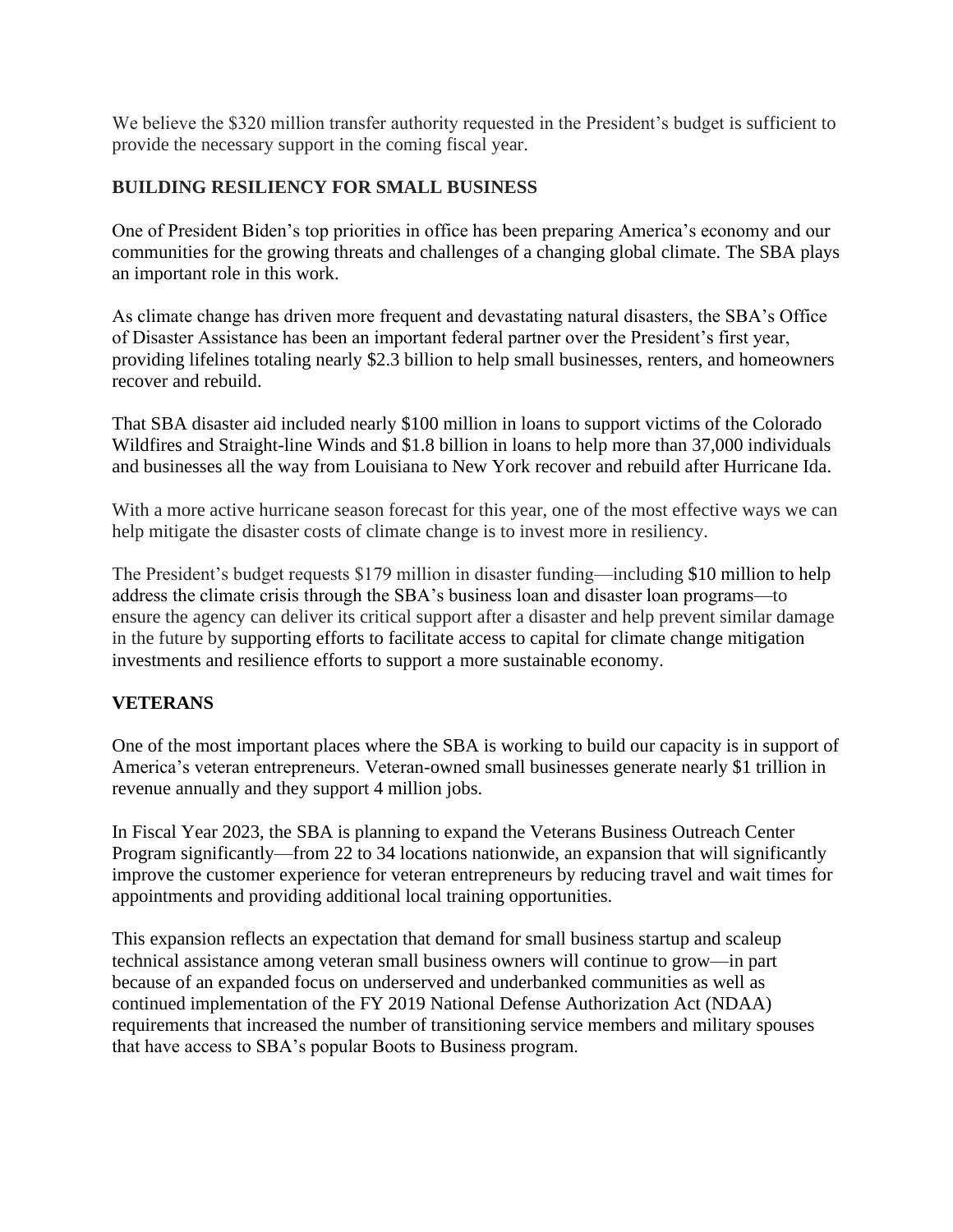We believe the $320 million transfer authority requested in the President's budget is sufficient to provide the necessary support in the coming fiscal year.

## BUILDING RESILIENCY FOR SMALL BUSINESS

One of President Biden's top priorities in office has been preparing America's economy and our communities for the growing threats and challenges of a changing global climate. The SBA plays an important role in this work.

As climate change has driven more frequent and devastating natural disasters, the SBA's Office of Disaster Assistance has been an important federal partner over the President's first year, providing lifelines totaling nearly $2.3 billion to help small businesses, renters, and homeowners recover and rebuild.

That SBA disaster aid included nearly $100 million in loans to support victims of the Colorado Wildfires and Straight-line Winds and $1.8 billion in loans to help more than 37,000 individuals and businesses all the way from Louisiana to New York recover and rebuild after Hurricane Ida.

With a more active hurricane season forecast for this year, one of the most effective ways we can help mitigate the disaster costs of climate change is to invest more in resiliency.

The President's budget requests $179 million in disaster funding—including $10 million to help address the climate crisis through the SBA's business loan and disaster loan programs—to ensure the agency can deliver its critical support after a disaster and help prevent similar damage in the future by supporting efforts to facilitate access to capital for climate change mitigation investments and resilience efforts to support a more sustainable economy.

## VETERANS

One of the most important places where the SBA is working to build our capacity is in support of America's veteran entrepreneurs. Veteran-owned small businesses generate nearly $1 trillion in revenue annually and they support 4 million jobs.

In Fiscal Year 2023, the SBA is planning to expand the Veterans Business Outreach Center Program significantly—from 22 to 34 locations nationwide, an expansion that will significantly improve the customer experience for veteran entrepreneurs by reducing travel and wait times for appointments and providing additional local training opportunities.

This expansion reflects an expectation that demand for small business startup and scaleup technical assistance among veteran small business owners will continue to grow—in part because of an expanded focus on underserved and underbanked communities as well as continued implementation of the FY 2019 National Defense Authorization Act (NDAA) requirements that increased the number of transitioning service members and military spouses that have access to SBA's popular Boots to Business program.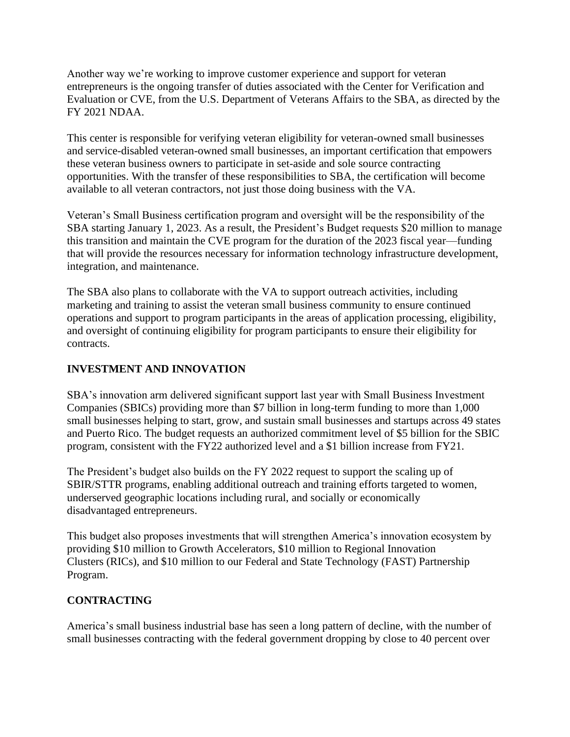Another way we're working to improve customer experience and support for veteran entrepreneurs is the ongoing transfer of duties associated with the Center for Verification and Evaluation or CVE, from the U.S. Department of Veterans Affairs to the SBA, as directed by the FY 2021 NDAA.

This center is responsible for verifying veteran eligibility for veteran-owned small businesses and service-disabled veteran-owned small businesses, an important certification that empowers these veteran business owners to participate in set-aside and sole source contracting opportunities. With the transfer of these responsibilities to SBA, the certification will become available to all veteran contractors, not just those doing business with the VA.

Veteran's Small Business certification program and oversight will be the responsibility of the SBA starting January 1, 2023. As a result, the President's Budget requests $20 million to manage this transition and maintain the CVE program for the duration of the 2023 fiscal year—funding that will provide the resources necessary for information technology infrastructure development, integration, and maintenance.

The SBA also plans to collaborate with the VA to support outreach activities, including marketing and training to assist the veteran small business community to ensure continued operations and support to program participants in the areas of application processing, eligibility, and oversight of continuing eligibility for program participants to ensure their eligibility for contracts.

## INVESTMENT AND INNOVATION

SBA's innovation arm delivered significant support last year with Small Business Investment Companies (SBICs) providing more than $7 billion in long-term funding to more than 1,000 small businesses helping to start, grow, and sustain small businesses and startups across 49 states and Puerto Rico. The budget requests an authorized commitment level of $5 billion for the SBIC program, consistent with the FY22 authorized level and a $1 billion increase from FY21.

The President's budget also builds on the FY 2022 request to support the scaling up of SBIR/STTR programs, enabling additional outreach and training efforts targeted to women, underserved geographic locations including rural, and socially or economically disadvantaged entrepreneurs.

This budget also proposes investments that will strengthen America's innovation ecosystem by providing $10 million to Growth Accelerators, $10 million to Regional Innovation Clusters (RICs), and $10 million to our Federal and State Technology (FAST) Partnership Program.

## CONTRACTING

America's small business industrial base has seen a long pattern of decline, with the number of small businesses contracting with the federal government dropping by close to 40 percent over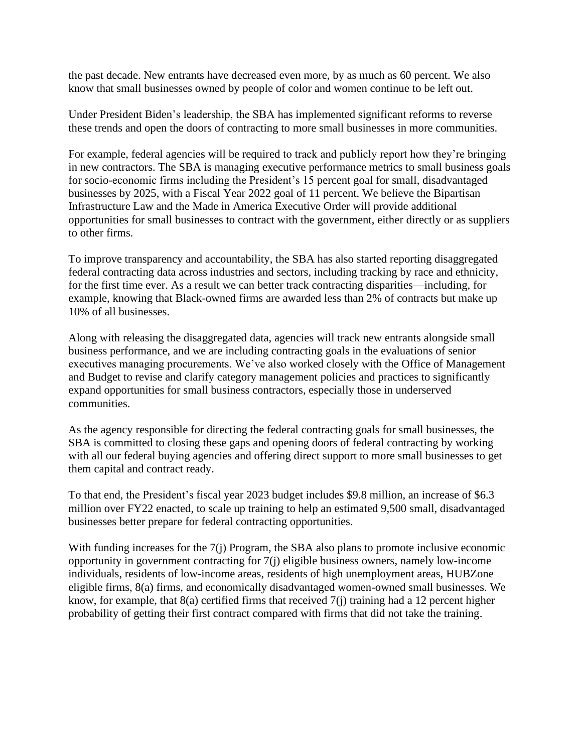the past decade. New entrants have decreased even more, by as much as 60 percent. We also know that small businesses owned by people of color and women continue to be left out.

Under President Biden's leadership, the SBA has implemented significant reforms to reverse these trends and open the doors of contracting to more small businesses in more communities.

For example, federal agencies will be required to track and publicly report how they're bringing in new contractors. The SBA is managing executive performance metrics to small business goals for socio-economic firms including the President's 15 percent goal for small, disadvantaged businesses by 2025, with a Fiscal Year 2022 goal of 11 percent. We believe the Bipartisan Infrastructure Law and the Made in America Executive Order will provide additional opportunities for small businesses to contract with the government, either directly or as suppliers to other firms.

To improve transparency and accountability, the SBA has also started reporting disaggregated federal contracting data across industries and sectors, including tracking by race and ethnicity, for the first time ever. As a result we can better track contracting disparities—including, for example, knowing that Black-owned firms are awarded less than 2% of contracts but make up 10% of all businesses.

Along with releasing the disaggregated data, agencies will track new entrants alongside small business performance, and we are including contracting goals in the evaluations of senior executives managing procurements. We've also worked closely with the Office of Management and Budget to revise and clarify category management policies and practices to significantly expand opportunities for small business contractors, especially those in underserved communities.

As the agency responsible for directing the federal contracting goals for small businesses, the SBA is committed to closing these gaps and opening doors of federal contracting by working with all our federal buying agencies and offering direct support to more small businesses to get them capital and contract ready.

To that end, the President's fiscal year 2023 budget includes $9.8 million, an increase of $6.3 million over FY22 enacted, to scale up training to help an estimated 9,500 small, disadvantaged businesses better prepare for federal contracting opportunities.

With funding increases for the 7(j) Program, the SBA also plans to promote inclusive economic opportunity in government contracting for 7(j) eligible business owners, namely low-income individuals, residents of low-income areas, residents of high unemployment areas, HUBZone eligible firms, 8(a) firms, and economically disadvantaged women-owned small businesses. We know, for example, that 8(a) certified firms that received 7(j) training had a 12 percent higher probability of getting their first contract compared with firms that did not take the training.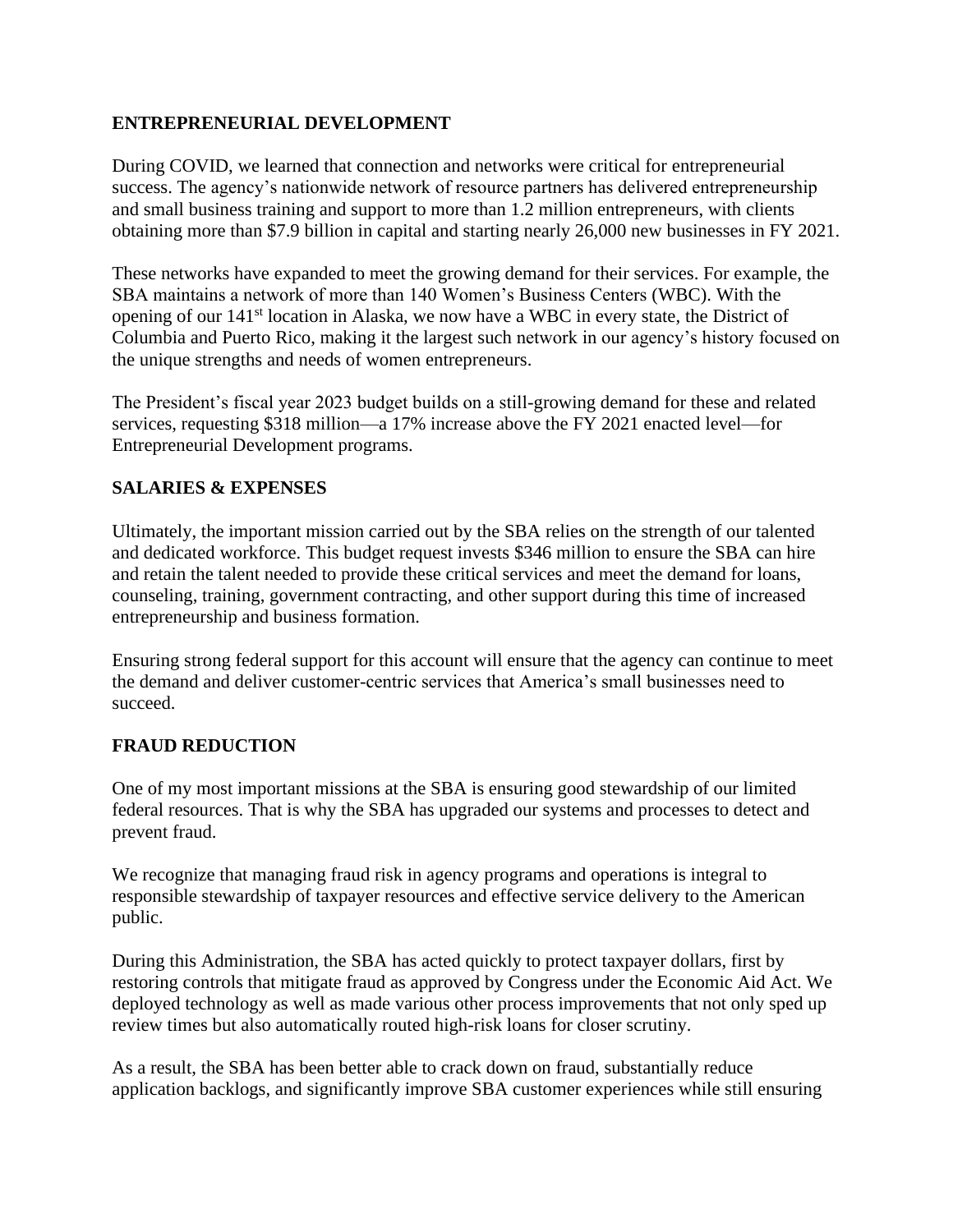## ENTREPRENEURIAL DEVELOPMENT

During COVID, we learned that connection and networks were critical for entrepreneurial success. The agency's nationwide network of resource partners has delivered entrepreneurship and small business training and support to more than 1.2 million entrepreneurs, with clients obtaining more than $7.9 billion in capital and starting nearly 26,000 new businesses in FY 2021.

These networks have expanded to meet the growing demand for their services. For example, the SBA maintains a network of more than 140 Women's Business Centers (WBC). With the opening of our 141st location in Alaska, we now have a WBC in every state, the District of Columbia and Puerto Rico, making it the largest such network in our agency's history focused on the unique strengths and needs of women entrepreneurs.

The President's fiscal year 2023 budget builds on a still-growing demand for these and related services, requesting $318 million—a 17% increase above the FY 2021 enacted level—for Entrepreneurial Development programs.

## SALARIES & EXPENSES

Ultimately, the important mission carried out by the SBA relies on the strength of our talented and dedicated workforce. This budget request invests $346 million to ensure the SBA can hire and retain the talent needed to provide these critical services and meet the demand for loans, counseling, training, government contracting, and other support during this time of increased entrepreneurship and business formation.

Ensuring strong federal support for this account will ensure that the agency can continue to meet the demand and deliver customer-centric services that America's small businesses need to succeed.

## FRAUD REDUCTION

One of my most important missions at the SBA is ensuring good stewardship of our limited federal resources. That is why the SBA has upgraded our systems and processes to detect and prevent fraud.

We recognize that managing fraud risk in agency programs and operations is integral to responsible stewardship of taxpayer resources and effective service delivery to the American public.

During this Administration, the SBA has acted quickly to protect taxpayer dollars, first by restoring controls that mitigate fraud as approved by Congress under the Economic Aid Act. We deployed technology as well as made various other process improvements that not only sped up review times but also automatically routed high-risk loans for closer scrutiny.

As a result, the SBA has been better able to crack down on fraud, substantially reduce application backlogs, and significantly improve SBA customer experiences while still ensuring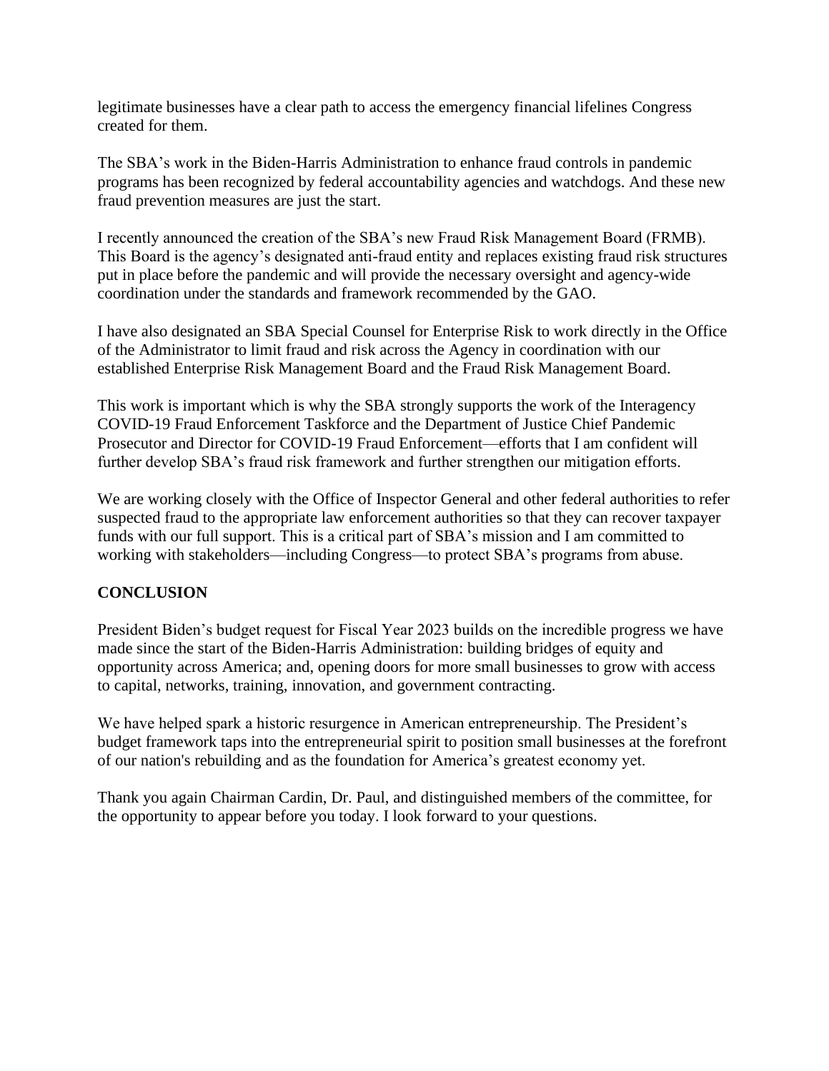legitimate businesses have a clear path to access the emergency financial lifelines Congress created for them.

The SBA's work in the Biden-Harris Administration to enhance fraud controls in pandemic programs has been recognized by federal accountability agencies and watchdogs. And these new fraud prevention measures are just the start.

I recently announced the creation of the SBA's new Fraud Risk Management Board (FRMB). This Board is the agency's designated anti-fraud entity and replaces existing fraud risk structures put in place before the pandemic and will provide the necessary oversight and agency-wide coordination under the standards and framework recommended by the GAO.

I have also designated an SBA Special Counsel for Enterprise Risk to work directly in the Office of the Administrator to limit fraud and risk across the Agency in coordination with our established Enterprise Risk Management Board and the Fraud Risk Management Board.

This work is important which is why the SBA strongly supports the work of the Interagency COVID-19 Fraud Enforcement Taskforce and the Department of Justice Chief Pandemic Prosecutor and Director for COVID-19 Fraud Enforcement—efforts that I am confident will further develop SBA's fraud risk framework and further strengthen our mitigation efforts.

We are working closely with the Office of Inspector General and other federal authorities to refer suspected fraud to the appropriate law enforcement authorities so that they can recover taxpayer funds with our full support. This is a critical part of SBA's mission and I am committed to working with stakeholders—including Congress—to protect SBA's programs from abuse.

## CONCLUSION

President Biden's budget request for Fiscal Year 2023 builds on the incredible progress we have made since the start of the Biden-Harris Administration: building bridges of equity and opportunity across America; and, opening doors for more small businesses to grow with access to capital, networks, training, innovation, and government contracting.

We have helped spark a historic resurgence in American entrepreneurship. The President's budget framework taps into the entrepreneurial spirit to position small businesses at the forefront of our nation's rebuilding and as the foundation for America's greatest economy yet.

Thank you again Chairman Cardin, Dr. Paul, and distinguished members of the committee, for the opportunity to appear before you today. I look forward to your questions.